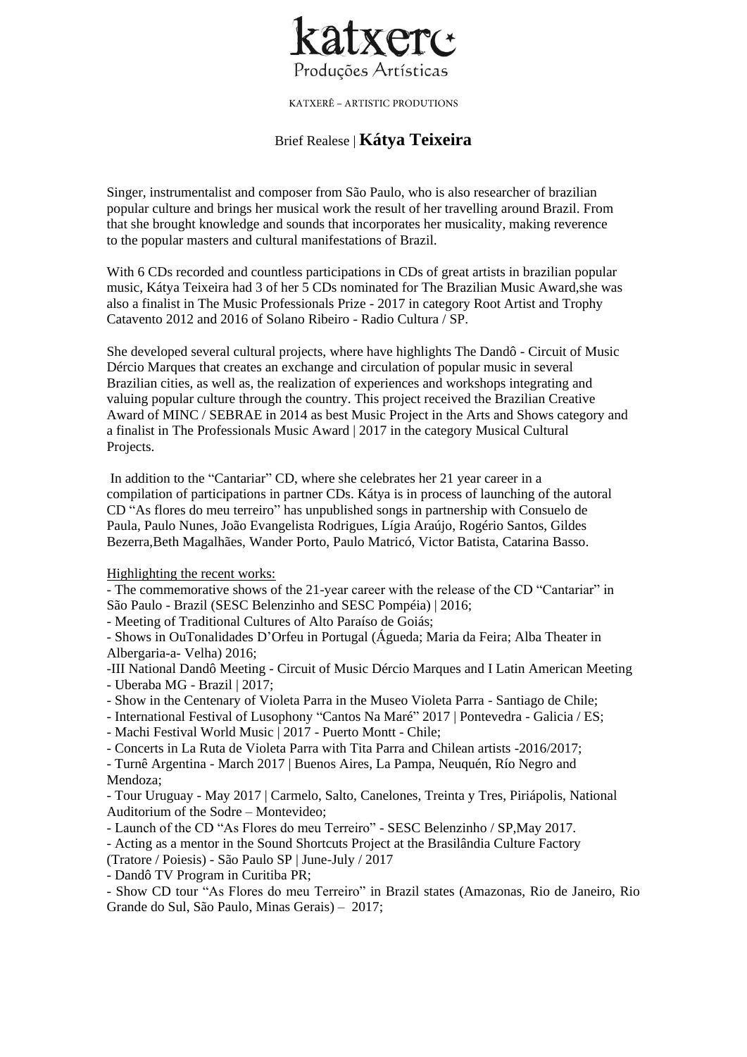katxerê
Produções Artísticas

KATXERÊ – ARTISTIC PRODUTIONS

# Brief Realese | **Kátya Teixeira**

Singer, instrumentalist and composer from São Paulo, who is also researcher of brazilian popular culture and brings her musical work the result of her travelling around Brazil. From that she brought knowledge and sounds that incorporates her musicality, making reverence to the popular masters and cultural manifestations of Brazil.

With 6 CDs recorded and countless participations in CDs of great artists in brazilian popular music, Kátya Teixeira had 3 of her 5 CDs nominated for The Brazilian Music Award,she was also a finalist in The Music Professionals Prize - 2017 in category Root Artist and Trophy Catavento 2012 and 2016 of Solano Ribeiro - Radio Cultura / SP.

She developed several cultural projects, where have highlights The Dandô - Circuit of Music Dércio Marques that creates an exchange and circulation of popular music in several Brazilian cities, as well as, the realization of experiences and workshops integrating and valuing popular culture through the country. This project received the Brazilian Creative Award of MINC / SEBRAE in 2014 as best Music Project in the Arts and Shows category and a finalist in The Professionals Music Award | 2017 in the category Musical Cultural Projects.

In addition to the "Cantariar" CD, where she celebrates her 21 year career in a compilation of participations in partner CDs. Kátya is in process of launching of the autoral CD "As flores do meu terreiro" has unpublished songs in partnership with Consuelo de Paula, Paulo Nunes, João Evangelista Rodrigues, Lígia Araújo, Rogério Santos, Gildes Bezerra,Beth Magalhães, Wander Porto, Paulo Matricó, Victor Batista, Catarina Basso.

Highlighting the recent works:

- The commemorative shows of the 21-year career with the release of the CD "Cantariar" in São Paulo - Brazil (SESC Belenzinho and SESC Pompéia) | 2016;
- Meeting of Traditional Cultures of Alto Paraíso de Goiás;
- Shows in OuTonalidades D'Orfeu in Portugal (Águeda; Maria da Feira; Alba Theater in Albergaria-a- Velha) 2016;
- III National Dandô Meeting - Circuit of Music Dércio Marques and I Latin American Meeting - Uberaba MG - Brazil | 2017;
- Show in the Centenary of Violeta Parra in the Museo Violeta Parra - Santiago de Chile;
- International Festival of Lusophony "Cantos Na Maré" 2017 | Pontevedra - Galicia / ES;
- Machi Festival World Music | 2017 - Puerto Montt - Chile;
- Concerts in La Ruta de Violeta Parra with Tita Parra and Chilean artists -2016/2017;
- Turnê Argentina - March 2017 | Buenos Aires, La Pampa, Neuquén, Río Negro and Mendoza;
- Tour Uruguay - May 2017 | Carmelo, Salto, Canelones, Treinta y Tres, Piriápolis, National Auditorium of the Sodre – Montevideo;
- Launch of the CD "As Flores do meu Terreiro" - SESC Belenzinho / SP,May 2017.
- Acting as a mentor in the Sound Shortcuts Project at the Brasilândia Culture Factory (Tratore / Poiesis) - São Paulo SP | June-July / 2017
- Dandô TV Program in Curitiba PR;
- Show CD tour "As Flores do meu Terreiro" in Brazil states (Amazonas, Rio de Janeiro, Rio Grande do Sul, São Paulo, Minas Gerais) – 2017;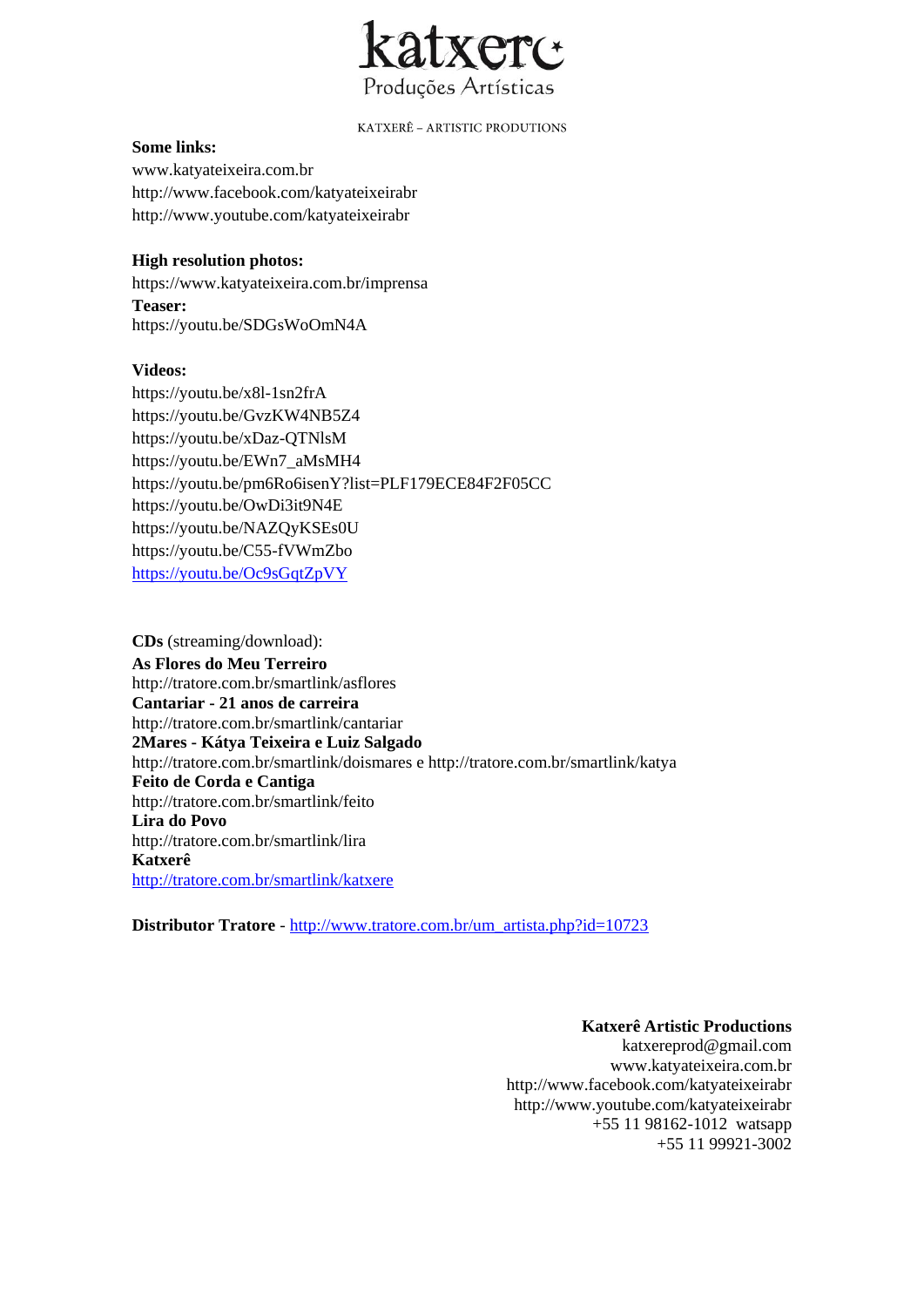katxerê
Produções Artísticas

KATXERÊ – ARTISTIC PRODUTIONS

**Some links:**
www.katyateixeira.com.br
http://www.facebook.com/katyateixeirabr
http://www.youtube.com/katyateixeirabr

**High resolution photos:**
https://www.katyateixeira.com.br/imprensa
**Teaser:**
https://youtu.be/SDGsWoOmN4A

**Videos:**
https://youtu.be/x8l-1sn2frA
https://youtu.be/GvzKW4NB5Z4
https://youtu.be/xDaz-QTNlsM
https://youtu.be/EWn7_aMsMH4
https://youtu.be/pm6Ro6isenY?list=PLF179ECE84F2F05CC
https://youtu.be/OwDi3it9N4E
https://youtu.be/NAZQyKSEs0U
https://youtu.be/C55-fVWmZbo
https://youtu.be/Oc9sGqtZpVY

**CDs** (streaming/download):
**As Flores do Meu Terreiro**
http://tratore.com.br/smartlink/asflores
**Cantariar - 21 anos de carreira**
http://tratore.com.br/smartlink/cantariar
**2Mares - Kátya Teixeira e Luiz Salgado**
http://tratore.com.br/smartlink/doismares e http://tratore.com.br/smartlink/katya
**Feito de Corda e Cantiga**
http://tratore.com.br/smartlink/feito
**Lira do Povo**
http://tratore.com.br/smartlink/lira
**Katxerê**
http://tratore.com.br/smartlink/katxere

**Distributor Tratore** - http://www.tratore.com.br/um_artista.php?id=10723

**Katxerê Artistic Productions**
katxereprod@gmail.com
www.katyateixeira.com.br
http://www.facebook.com/katyateixeirabr
http://www.youtube.com/katyateixeirabr
+55 11 98162-1012 watsapp
+55 11 99921-3002